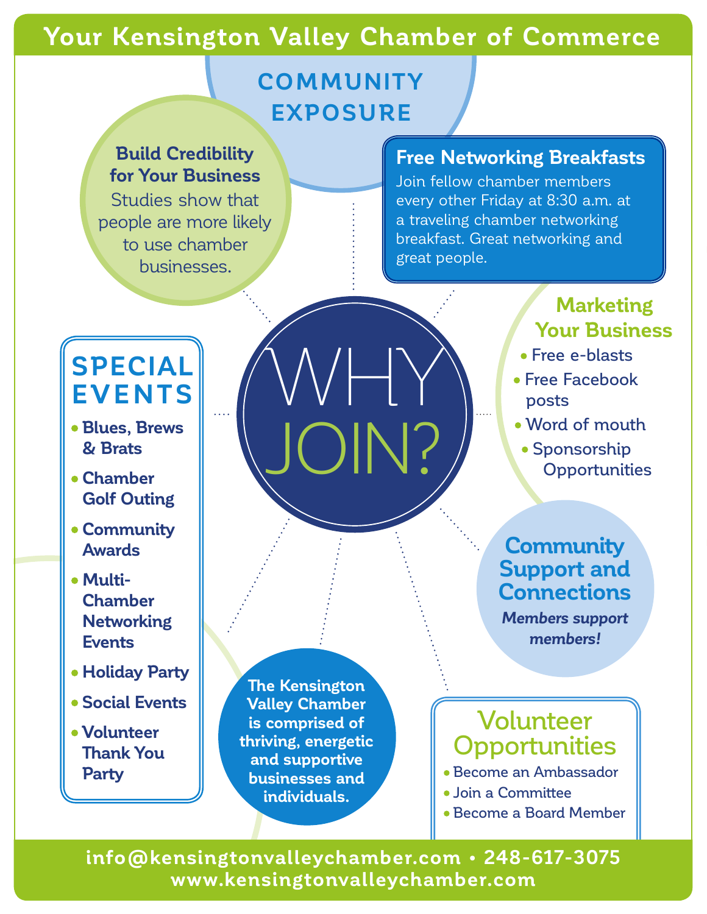# Your Kensington Valley Chamber of Commerce

## COMMUNITY EXPOSURE

### Build Credibility for Your Business

Studies show that people are more likely to use chamber businesses.

### Free Networking Breakfasts

Join fellow chamber members every other Friday at 8:30 a.m. at a traveling chamber networking breakfast. Great networking and great people.

# WHY JOIN?

## SPECIAL EVENTS

- **Blues, Brews & Brats**
- **Chamber Golf Outing**
- **Community Awards**
- **Multi-Chamber Networking Events**
- **Holiday Party**
- **Social Events**
- **Volunteer Thank You Party**

### Marketing Your Business

- Free e-blasts
- Free Facebook posts
- Word of mouth
- Sponsorship Opportunities

### Community Support and Connections

***Members support members!***

**The Kensington Valley Chamber is comprised of thriving, energetic and supportive businesses and individuals.**

### Volunteer Opportunities

- Become an Ambassador
- Join a Committee
- Become a Board Member

**info@kensingtonvalleychamber.com • 248-617-3075**
**www.kensingtonvalleychamber.com**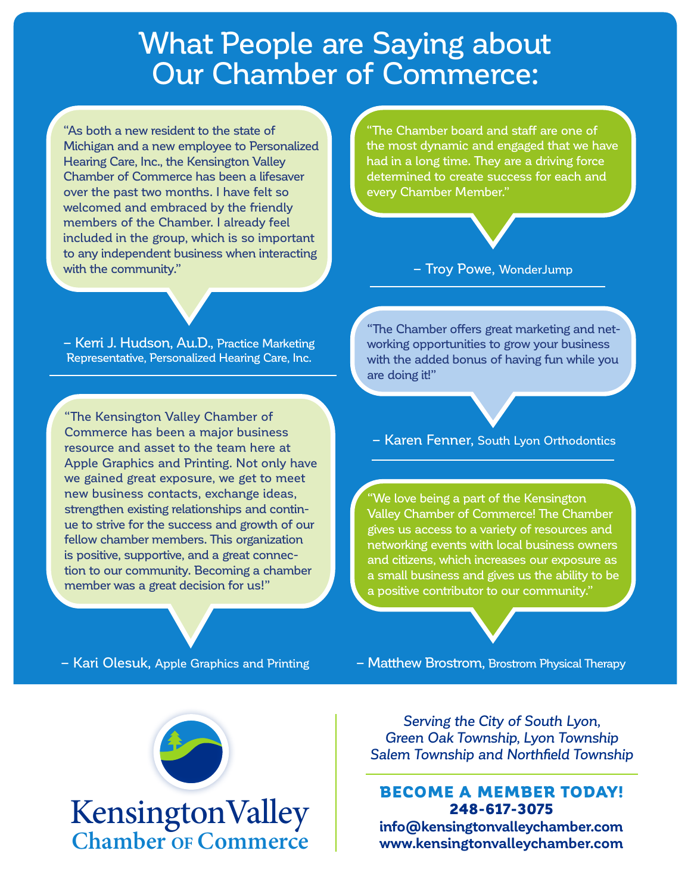# What People are Saying about Our Chamber of Commerce:

"As both a new resident to the state of Michigan and a new employee to Personalized Hearing Care, Inc., the Kensington Valley Chamber of Commerce has been a lifesaver over the past two months. I have felt so welcomed and embraced by the friendly members of the Chamber. I already feel included in the group, which is so important to any independent business when interacting with the community."

– Kerri J. Hudson, Au.D., Practice Marketing Representative, Personalized Hearing Care, Inc.

"The Kensington Valley Chamber of Commerce has been a major business resource and asset to the team here at Apple Graphics and Printing. Not only have we gained great exposure, we get to meet new business contacts, exchange ideas, strengthen existing relationships and continue to strive for the success and growth of our fellow chamber members. This organization is positive, supportive, and a great connection to our community. Becoming a chamber member was a great decision for us!"

– Kari Olesuk, Apple Graphics and Printing

"The Chamber board and staff are one of the most dynamic and engaged that we have had in a long time. They are a driving force determined to create success for each and every Chamber Member."

– Troy Powe, WonderJump

"The Chamber offers great marketing and networking opportunities to grow your business with the added bonus of having fun while you are doing it!"

– Karen Fenner, South Lyon Orthodontics

"We love being a part of the Kensington Valley Chamber of Commerce! The Chamber gives us access to a variety of resources and networking events with local business owners and citizens, which increases our exposure as a small business and gives us the ability to be a positive contributor to our community."

– Matthew Brostrom, Brostrom Physical Therapy

Kensington Valley Chamber of Commerce

*Serving the City of South Lyon, Green Oak Township, Lyon Township Salem Township and Northfield Township*

**BECOME A MEMBER TODAY!**
**248-617-3075**
**info@kensingtonvalleychamber.com**
**www.kensingtonvalleychamber.com**